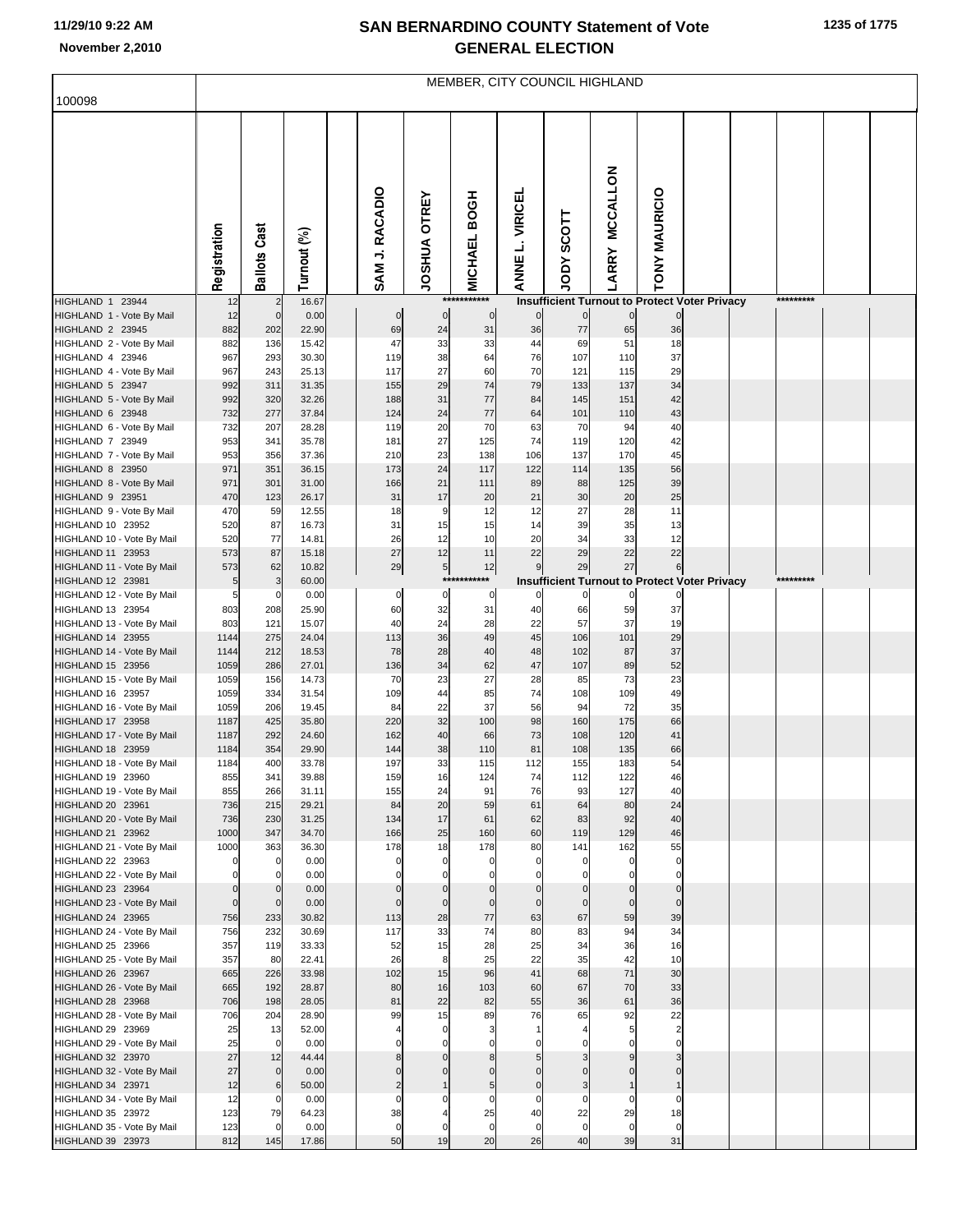# SAN BERNARDINO COUNTY Statement of Vote
# GENERAL ELECTION

11/29/10 9:22 AM
November 2,2010

## MEMBER, CITY COUNCIL HIGHLAND

100098

| | Registration | Ballots Cast | Turnout (%) | SAM J. RACADIO | JOSHUA OTREY | MICHAEL BOGH | ANNE L. VIRICEL | JODY SCOTT | LARRY MCCALLON | TONY MAURICIO |
|---|---|---|---|---|---|---|---|---|---|---|
| HIGHLAND 1 23944 | 12 | 2 | 16.67 | *********** Insufficient Turnout to Protect Voter Privacy ********* | | | | | | |
| HIGHLAND 1 - Vote By Mail | 12 | 0 | 0.00 | 0 | 0 | 0 | 0 | 0 | 0 | 0 |
| HIGHLAND 2 23945 | 882 | 202 | 22.90 | 69 | 24 | 31 | 36 | 77 | 65 | 36 |
| HIGHLAND 2 - Vote By Mail | 882 | 136 | 15.42 | 47 | 33 | 33 | 44 | 69 | 51 | 18 |
| HIGHLAND 4 23946 | 967 | 293 | 30.30 | 119 | 38 | 64 | 76 | 107 | 110 | 37 |
| HIGHLAND 4 - Vote By Mail | 967 | 243 | 25.13 | 117 | 27 | 60 | 70 | 121 | 115 | 29 |
| HIGHLAND 5 23947 | 992 | 311 | 31.35 | 155 | 29 | 74 | 79 | 133 | 137 | 34 |
| HIGHLAND 5 - Vote By Mail | 992 | 320 | 32.26 | 188 | 31 | 77 | 84 | 145 | 151 | 42 |
| HIGHLAND 6 23948 | 732 | 277 | 37.84 | 124 | 24 | 77 | 64 | 101 | 110 | 43 |
| HIGHLAND 6 - Vote By Mail | 732 | 207 | 28.28 | 119 | 20 | 70 | 63 | 70 | 94 | 40 |
| HIGHLAND 7 23949 | 953 | 341 | 35.78 | 181 | 27 | 125 | 74 | 119 | 120 | 42 |
| HIGHLAND 7 - Vote By Mail | 953 | 356 | 37.36 | 210 | 23 | 138 | 106 | 137 | 170 | 45 |
| HIGHLAND 8 23950 | 971 | 351 | 36.15 | 173 | 24 | 117 | 122 | 114 | 135 | 56 |
| HIGHLAND 8 - Vote By Mail | 971 | 301 | 31.00 | 166 | 21 | 111 | 89 | 88 | 125 | 39 |
| HIGHLAND 9 23951 | 470 | 123 | 26.17 | 31 | 17 | 20 | 21 | 30 | 20 | 25 |
| HIGHLAND 9 - Vote By Mail | 470 | 59 | 12.55 | 18 | 9 | 12 | 12 | 27 | 28 | 11 |
| HIGHLAND 10 23952 | 520 | 87 | 16.73 | 31 | 15 | 15 | 14 | 39 | 35 | 13 |
| HIGHLAND 10 - Vote By Mail | 520 | 77 | 14.81 | 26 | 12 | 10 | 20 | 34 | 33 | 12 |
| HIGHLAND 11 23953 | 573 | 87 | 15.18 | 27 | 12 | 11 | 22 | 29 | 22 | 22 |
| HIGHLAND 11 - Vote By Mail | 573 | 62 | 10.82 | 29 | 5 | 12 | 9 | 29 | 27 | 6 |
| HIGHLAND 12 23981 | 5 | 3 | 60.00 | *********** Insufficient Turnout to Protect Voter Privacy ********* | | | | | | |
| HIGHLAND 12 - Vote By Mail | 5 | 0 | 0.00 | 0 | 0 | 0 | 0 | 0 | 0 | 0 |
| HIGHLAND 13 23954 | 803 | 208 | 25.90 | 60 | 32 | 31 | 40 | 66 | 59 | 37 |
| HIGHLAND 13 - Vote By Mail | 803 | 121 | 15.07 | 40 | 24 | 28 | 22 | 57 | 37 | 19 |
| HIGHLAND 14 23955 | 1144 | 275 | 24.04 | 113 | 36 | 49 | 45 | 106 | 101 | 29 |
| HIGHLAND 14 - Vote By Mail | 1144 | 212 | 18.53 | 78 | 28 | 40 | 48 | 102 | 87 | 37 |
| HIGHLAND 15 23956 | 1059 | 286 | 27.01 | 136 | 34 | 62 | 47 | 107 | 89 | 52 |
| HIGHLAND 15 - Vote By Mail | 1059 | 156 | 14.73 | 70 | 23 | 27 | 28 | 85 | 73 | 23 |
| HIGHLAND 16 23957 | 1059 | 334 | 31.54 | 109 | 44 | 85 | 74 | 108 | 109 | 49 |
| HIGHLAND 16 - Vote By Mail | 1059 | 206 | 19.45 | 84 | 22 | 37 | 56 | 94 | 72 | 35 |
| HIGHLAND 17 23958 | 1187 | 425 | 35.80 | 220 | 32 | 100 | 98 | 160 | 175 | 66 |
| HIGHLAND 17 - Vote By Mail | 1187 | 292 | 24.60 | 162 | 40 | 66 | 73 | 108 | 120 | 41 |
| HIGHLAND 18 23959 | 1184 | 354 | 29.90 | 144 | 38 | 110 | 81 | 108 | 135 | 66 |
| HIGHLAND 18 - Vote By Mail | 1184 | 400 | 33.78 | 197 | 33 | 115 | 112 | 155 | 183 | 54 |
| HIGHLAND 19 23960 | 855 | 341 | 39.88 | 159 | 16 | 124 | 74 | 112 | 122 | 46 |
| HIGHLAND 19 - Vote By Mail | 855 | 266 | 31.11 | 155 | 24 | 91 | 76 | 93 | 127 | 40 |
| HIGHLAND 20 23961 | 736 | 215 | 29.21 | 84 | 20 | 59 | 61 | 64 | 80 | 24 |
| HIGHLAND 20 - Vote By Mail | 736 | 230 | 31.25 | 134 | 17 | 61 | 62 | 83 | 92 | 40 |
| HIGHLAND 21 23962 | 1000 | 347 | 34.70 | 166 | 25 | 160 | 60 | 119 | 129 | 46 |
| HIGHLAND 21 - Vote By Mail | 1000 | 363 | 36.30 | 178 | 18 | 178 | 80 | 141 | 162 | 55 |
| HIGHLAND 22 23963 | 0 | 0 | 0.00 | 0 | 0 | 0 | 0 | 0 | 0 | 0 |
| HIGHLAND 22 - Vote By Mail | 0 | 0 | 0.00 | 0 | 0 | 0 | 0 | 0 | 0 | 0 |
| HIGHLAND 23 23964 | 0 | 0 | 0.00 | 0 | 0 | 0 | 0 | 0 | 0 | 0 |
| HIGHLAND 23 - Vote By Mail | 0 | 0 | 0.00 | 0 | 0 | 0 | 0 | 0 | 0 | 0 |
| HIGHLAND 24 23965 | 756 | 233 | 30.82 | 113 | 28 | 77 | 63 | 67 | 59 | 39 |
| HIGHLAND 24 - Vote By Mail | 756 | 232 | 30.69 | 117 | 33 | 74 | 80 | 83 | 94 | 34 |
| HIGHLAND 25 23966 | 357 | 119 | 33.33 | 52 | 15 | 28 | 25 | 34 | 36 | 16 |
| HIGHLAND 25 - Vote By Mail | 357 | 80 | 22.41 | 26 | 8 | 25 | 22 | 35 | 42 | 10 |
| HIGHLAND 26 23967 | 665 | 226 | 33.98 | 102 | 15 | 96 | 41 | 68 | 71 | 30 |
| HIGHLAND 26 - Vote By Mail | 665 | 192 | 28.87 | 80 | 16 | 103 | 60 | 67 | 70 | 33 |
| HIGHLAND 28 23968 | 706 | 198 | 28.05 | 81 | 22 | 82 | 55 | 36 | 61 | 36 |
| HIGHLAND 28 - Vote By Mail | 706 | 204 | 28.90 | 99 | 15 | 89 | 76 | 65 | 92 | 22 |
| HIGHLAND 29 23969 | 25 | 13 | 52.00 | 4 | 0 | 3 | 1 | 4 | 5 | 2 |
| HIGHLAND 29 - Vote By Mail | 25 | 0 | 0.00 | 0 | 0 | 0 | 0 | 0 | 0 | 0 |
| HIGHLAND 32 23970 | 27 | 12 | 44.44 | 8 | 0 | 8 | 5 | 3 | 9 | 3 |
| HIGHLAND 32 - Vote By Mail | 27 | 0 | 0.00 | 0 | 0 | 0 | 0 | 0 | 0 | 0 |
| HIGHLAND 34 23971 | 12 | 6 | 50.00 | 2 | 1 | 5 | 0 | 3 | 1 | 1 |
| HIGHLAND 34 - Vote By Mail | 12 | 0 | 0.00 | 0 | 0 | 0 | 0 | 0 | 0 | 0 |
| HIGHLAND 35 23972 | 123 | 79 | 64.23 | 38 | 4 | 25 | 40 | 22 | 29 | 18 |
| HIGHLAND 35 - Vote By Mail | 123 | 0 | 0.00 | 0 | 0 | 0 | 0 | 0 | 0 | 0 |
| HIGHLAND 39 23973 | 812 | 145 | 17.86 | 50 | 19 | 20 | 26 | 40 | 39 | 31 |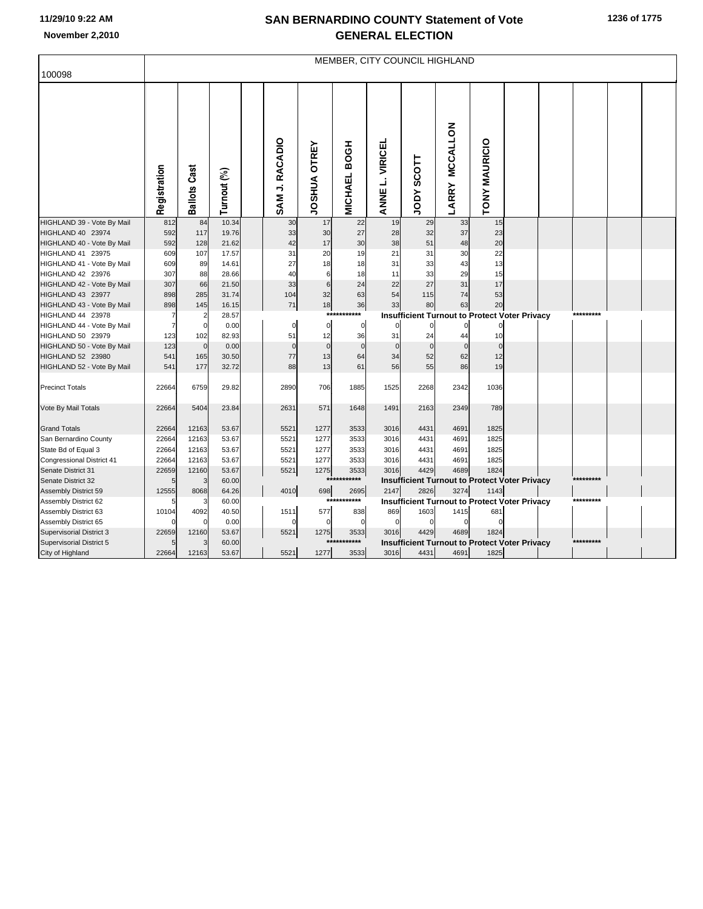# SAN BERNARDINO COUNTY Statement of Vote
## GENERAL ELECTION

11/29/10 9:22 AM
November 2,2010

MEMBER, CITY COUNCIL HIGHLAND

100098

| | Registration | Ballots Cast | Turnout (%) | | SAM J. RACADIO | JOSHUA OTREY | MICHAEL BOGH | ANNE L. VIRICEL | JODY SCOTT | LARRY MCCALLON | TONY MAURICIO |
|---|---|---|---|---|---|---|---|---|---|---|---|
| HIGHLAND 39 - Vote By Mail | 812 | 84 | 10.34 | | 30 | 17 | 22 | 19 | 29 | 33 | 15 |
| HIGHLAND 40 23974 | 592 | 117 | 19.76 | | 33 | 30 | 27 | 28 | 32 | 37 | 23 |
| HIGHLAND 40 - Vote By Mail | 592 | 128 | 21.62 | | 42 | 17 | 30 | 38 | 51 | 48 | 20 |
| HIGHLAND 41 23975 | 609 | 107 | 17.57 | | 31 | 20 | 19 | 21 | 31 | 30 | 22 |
| HIGHLAND 41 - Vote By Mail | 609 | 89 | 14.61 | | 27 | 18 | 18 | 31 | 33 | 43 | 13 |
| HIGHLAND 42 23976 | 307 | 88 | 28.66 | | 40 | 6 | 18 | 11 | 33 | 29 | 15 |
| HIGHLAND 42 - Vote By Mail | 307 | 66 | 21.50 | | 33 | 6 | 24 | 22 | 27 | 31 | 17 |
| HIGHLAND 43 23977 | 898 | 285 | 31.74 | | 104 | 32 | 63 | 54 | 115 | 74 | 53 |
| HIGHLAND 43 - Vote By Mail | 898 | 145 | 16.15 | | 71 | 18 | 36 | 33 | 80 | 63 | 20 |
| HIGHLAND 44 23978 | 7 | 2 | 28.57 | | *********** Insufficient Turnout to Protect Voter Privacy ********* | | | | | | |
| HIGHLAND 44 - Vote By Mail | 7 | 0 | 0.00 | | 0 | 0 | 0 | 0 | 0 | 0 | 0 |
| HIGHLAND 50 23979 | 123 | 102 | 82.93 | | 51 | 12 | 36 | 31 | 24 | 44 | 10 |
| HIGHLAND 50 - Vote By Mail | 123 | 0 | 0.00 | | 0 | 0 | 0 | 0 | 0 | 0 | 0 |
| HIGHLAND 52 23980 | 541 | 165 | 30.50 | | 77 | 13 | 64 | 34 | 52 | 62 | 12 |
| HIGHLAND 52 - Vote By Mail | 541 | 177 | 32.72 | | 88 | 13 | 61 | 56 | 55 | 86 | 19 |
| Precinct Totals | 22664 | 6759 | 29.82 | | 2890 | 706 | 1885 | 1525 | 2268 | 2342 | 1036 |
| Vote By Mail Totals | 22664 | 5404 | 23.84 | | 2631 | 571 | 1648 | 1491 | 2163 | 2349 | 789 |
| Grand Totals | 22664 | 12163 | 53.67 | | 5521 | 1277 | 3533 | 3016 | 4431 | 4691 | 1825 |
| San Bernardino County | 22664 | 12163 | 53.67 | | 5521 | 1277 | 3533 | 3016 | 4431 | 4691 | 1825 |
| State Bd of Equal 3 | 22664 | 12163 | 53.67 | | 5521 | 1277 | 3533 | 3016 | 4431 | 4691 | 1825 |
| Congressional District 41 | 22664 | 12163 | 53.67 | | 5521 | 1277 | 3533 | 3016 | 4431 | 4691 | 1825 |
| Senate District 31 | 22659 | 12160 | 53.67 | | 5521 | 1275 | 3533 | 3016 | 4429 | 4689 | 1824 |
| Senate District 32 | 5 | 3 | 60.00 | | *********** Insufficient Turnout to Protect Voter Privacy ********* | | | | | | |
| Assembly District 59 | 12555 | 8068 | 64.26 | | 4010 | 698 | 2695 | 2147 | 2826 | 3274 | 1143 |
| Assembly District 62 | 5 | 3 | 60.00 | | *********** Insufficient Turnout to Protect Voter Privacy ********* | | | | | | |
| Assembly District 63 | 10104 | 4092 | 40.50 | | 1511 | 577 | 838 | 869 | 1603 | 1415 | 681 |
| Assembly District 65 | 0 | 0 | 0.00 | | 0 | 0 | 0 | 0 | 0 | 0 | 0 |
| Supervisorial District 3 | 22659 | 12160 | 53.67 | | 5521 | 1275 | 3533 | 3016 | 4429 | 4689 | 1824 |
| Supervisorial District 5 | 5 | 3 | 60.00 | | *********** Insufficient Turnout to Protect Voter Privacy ********* | | | | | | |
| City of Highland | 22664 | 12163 | 53.67 | | 5521 | 1277 | 3533 | 3016 | 4431 | 4691 | 1825 |